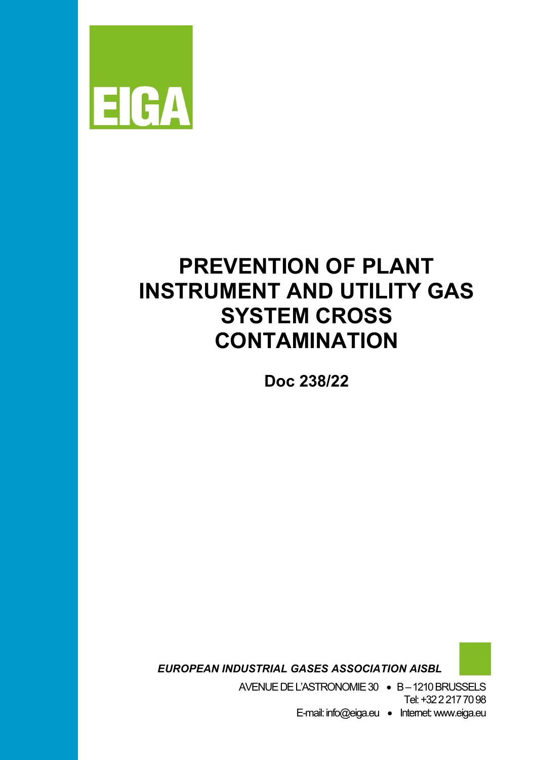EIGA

# PREVENTION OF PLANT INSTRUMENT AND UTILITY GAS SYSTEM CROSS CONTAMINATION

**Doc 238/22**

***EUROPEAN INDUSTRIAL GASES ASSOCIATION AISBL***

AVENUE DE L'ASTRONOMIE 30 • B – 1210 BRUSSELS
Tel: +32 2 217 70 98
E-mail: info@eiga.eu • Internet: www.eiga.eu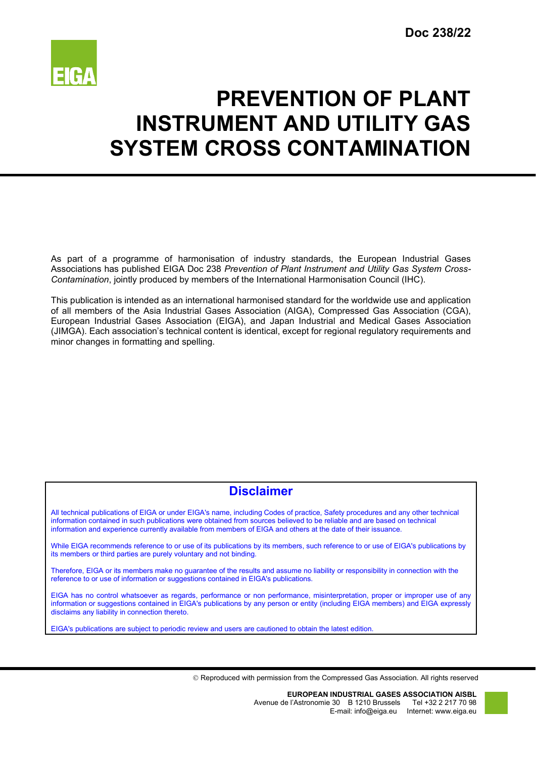**Doc 238/22**

# PREVENTION OF PLANT INSTRUMENT AND UTILITY GAS SYSTEM CROSS CONTAMINATION

As part of a programme of harmonisation of industry standards, the European Industrial Gases Associations has published EIGA Doc 238 *Prevention of Plant Instrument and Utility Gas System Cross-Contamination*, jointly produced by members of the International Harmonisation Council (IHC).

This publication is intended as an international harmonised standard for the worldwide use and application of all members of the Asia Industrial Gases Association (AIGA), Compressed Gas Association (CGA), European Industrial Gases Association (EIGA), and Japan Industrial and Medical Gases Association (JIMGA). Each association's technical content is identical, except for regional regulatory requirements and minor changes in formatting and spelling.

## Disclaimer

All technical publications of EIGA or under EIGA's name, including Codes of practice, Safety procedures and any other technical information contained in such publications were obtained from sources believed to be reliable and are based on technical information and experience currently available from members of EIGA and others at the date of their issuance.

While EIGA recommends reference to or use of its publications by its members, such reference to or use of EIGA's publications by its members or third parties are purely voluntary and not binding.

Therefore, EIGA or its members make no guarantee of the results and assume no liability or responsibility in connection with the reference to or use of information or suggestions contained in EIGA's publications.

EIGA has no control whatsoever as regards, performance or non performance, misinterpretation, proper or improper use of any information or suggestions contained in EIGA's publications by any person or entity (including EIGA members) and EIGA expressly disclaims any liability in connection thereto.

EIGA's publications are subject to periodic review and users are cautioned to obtain the latest edition.

© Reproduced with permission from the Compressed Gas Association. All rights reserved

**EUROPEAN INDUSTRIAL GASES ASSOCIATION AISBL**
Avenue de l'Astronomie 30 B 1210 Brussels Tel +32 2 217 70 98
E-mail: info@eiga.eu Internet: www.eiga.eu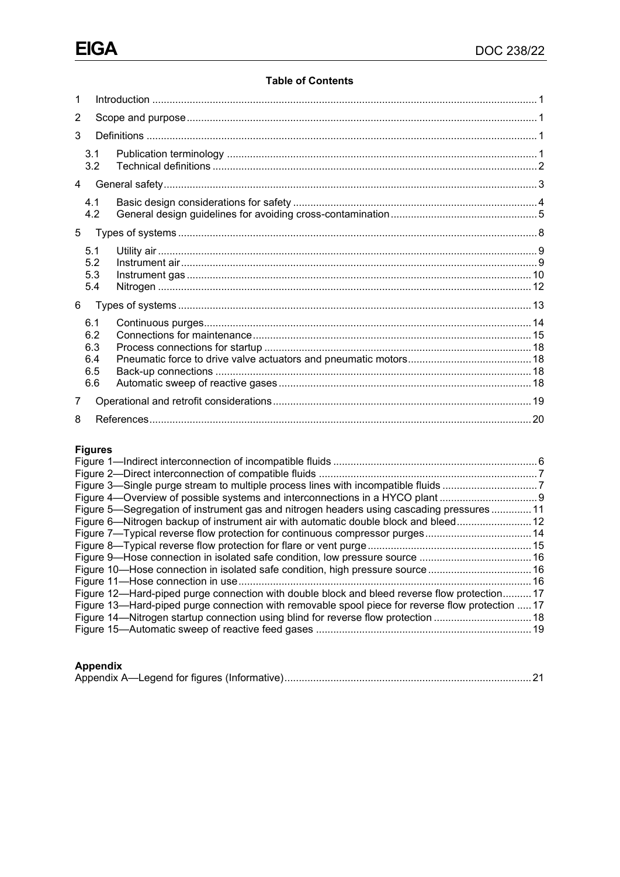**Table of Contents**

1 Introduction ..... 1

2 Scope and purpose ..... 1

3 Definitions ..... 1

- 3.1 Publication terminology ..... 1
- 3.2 Technical definitions ..... 2

4 General safety ..... 3

- 4.1 Basic design considerations for safety ..... 4
- 4.2 General design guidelines for avoiding cross-contamination ..... 5

5 Types of systems ..... 8

- 5.1 Utility air ..... 9
- 5.2 Instrument air ..... 9
- 5.3 Instrument gas ..... 10
- 5.4 Nitrogen ..... 12

6 Types of systems ..... 13

- 6.1 Continuous purges ..... 14
- 6.2 Connections for maintenance ..... 15
- 6.3 Process connections for startup ..... 18
- 6.4 Pneumatic force to drive valve actuators and pneumatic motors ..... 18
- 6.5 Back-up connections ..... 18
- 6.6 Automatic sweep of reactive gases ..... 18

7 Operational and retrofit considerations ..... 19

8 References ..... 20

**Figures**

Figure 1—Indirect interconnection of incompatible fluids ..... 6
Figure 2—Direct interconnection of compatible fluids ..... 7
Figure 3—Single purge stream to multiple process lines with incompatible fluids ..... 7
Figure 4—Overview of possible systems and interconnections in a HYCO plant ..... 9
Figure 5—Segregation of instrument gas and nitrogen headers using cascading pressures ..... 11
Figure 6—Nitrogen backup of instrument air with automatic double block and bleed ..... 12
Figure 7—Typical reverse flow protection for continuous compressor purges ..... 14
Figure 8—Typical reverse flow protection for flare or vent purge ..... 15
Figure 9—Hose connection in isolated safe condition, low pressure source ..... 16
Figure 10—Hose connection in isolated safe condition, high pressure source ..... 16
Figure 11—Hose connection in use ..... 16
Figure 12—Hard-piped purge connection with double block and bleed reverse flow protection ..... 17
Figure 13—Hard-piped purge connection with removable spool piece for reverse flow protection ..... 17
Figure 14—Nitrogen startup connection using blind for reverse flow protection ..... 18
Figure 15—Automatic sweep of reactive feed gases ..... 19

**Appendix**

Appendix A—Legend for figures (Informative) ..... 21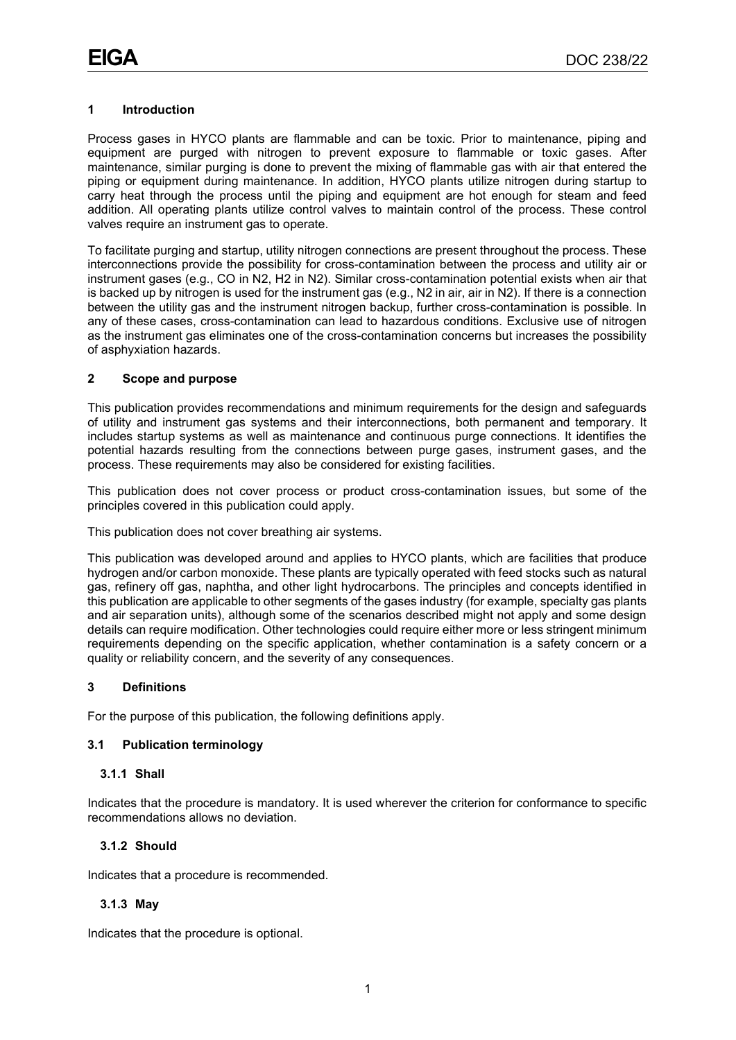## 1 Introduction

Process gases in HYCO plants are flammable and can be toxic. Prior to maintenance, piping and equipment are purged with nitrogen to prevent exposure to flammable or toxic gases. After maintenance, similar purging is done to prevent the mixing of flammable gas with air that entered the piping or equipment during maintenance. In addition, HYCO plants utilize nitrogen during startup to carry heat through the process until the piping and equipment are hot enough for steam and feed addition. All operating plants utilize control valves to maintain control of the process. These control valves require an instrument gas to operate.

To facilitate purging and startup, utility nitrogen connections are present throughout the process. These interconnections provide the possibility for cross-contamination between the process and utility air or instrument gases (e.g., CO in N2, H2 in N2). Similar cross-contamination potential exists when air that is backed up by nitrogen is used for the instrument gas (e.g., N2 in air, air in N2). If there is a connection between the utility gas and the instrument nitrogen backup, further cross-contamination is possible. In any of these cases, cross-contamination can lead to hazardous conditions. Exclusive use of nitrogen as the instrument gas eliminates one of the cross-contamination concerns but increases the possibility of asphyxiation hazards.

## 2 Scope and purpose

This publication provides recommendations and minimum requirements for the design and safeguards of utility and instrument gas systems and their interconnections, both permanent and temporary. It includes startup systems as well as maintenance and continuous purge connections. It identifies the potential hazards resulting from the connections between purge gases, instrument gases, and the process. These requirements may also be considered for existing facilities.

This publication does not cover process or product cross-contamination issues, but some of the principles covered in this publication could apply.

This publication does not cover breathing air systems.

This publication was developed around and applies to HYCO plants, which are facilities that produce hydrogen and/or carbon monoxide. These plants are typically operated with feed stocks such as natural gas, refinery off gas, naphtha, and other light hydrocarbons. The principles and concepts identified in this publication are applicable to other segments of the gases industry (for example, specialty gas plants and air separation units), although some of the scenarios described might not apply and some design details can require modification. Other technologies could require either more or less stringent minimum requirements depending on the specific application, whether contamination is a safety concern or a quality or reliability concern, and the severity of any consequences.

## 3 Definitions

For the purpose of this publication, the following definitions apply.

### 3.1 Publication terminology

#### 3.1.1 Shall

Indicates that the procedure is mandatory. It is used wherever the criterion for conformance to specific recommendations allows no deviation.

#### 3.1.2 Should

Indicates that a procedure is recommended.

#### 3.1.3 May

Indicates that the procedure is optional.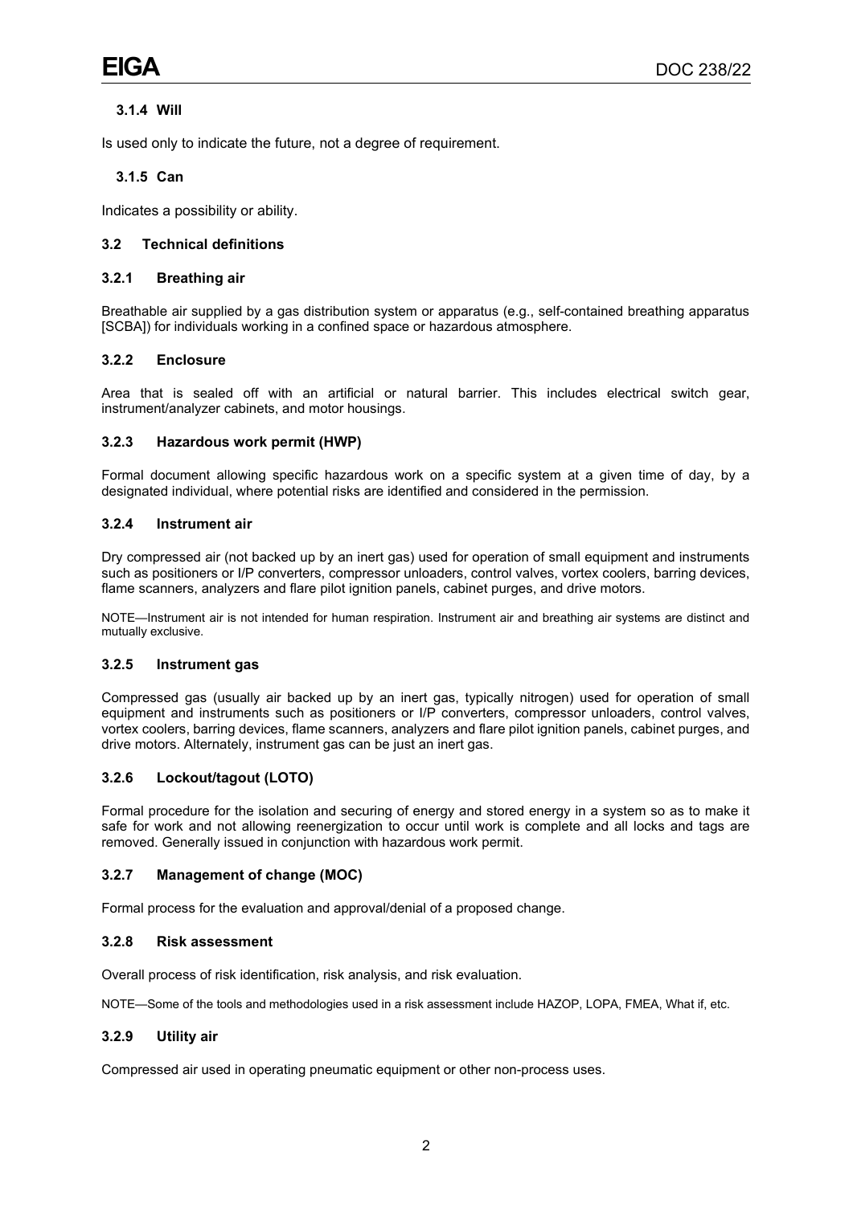### 3.1.4 Will

Is used only to indicate the future, not a degree of requirement.

### 3.1.5 Can

Indicates a possibility or ability.

## 3.2 Technical definitions

### 3.2.1 Breathing air

Breathable air supplied by a gas distribution system or apparatus (e.g., self-contained breathing apparatus [SCBA]) for individuals working in a confined space or hazardous atmosphere.

### 3.2.2 Enclosure

Area that is sealed off with an artificial or natural barrier. This includes electrical switch gear, instrument/analyzer cabinets, and motor housings.

### 3.2.3 Hazardous work permit (HWP)

Formal document allowing specific hazardous work on a specific system at a given time of day, by a designated individual, where potential risks are identified and considered in the permission.

### 3.2.4 Instrument air

Dry compressed air (not backed up by an inert gas) used for operation of small equipment and instruments such as positioners or I/P converters, compressor unloaders, control valves, vortex coolers, barring devices, flame scanners, analyzers and flare pilot ignition panels, cabinet purges, and drive motors.

NOTE—Instrument air is not intended for human respiration. Instrument air and breathing air systems are distinct and mutually exclusive.

### 3.2.5 Instrument gas

Compressed gas (usually air backed up by an inert gas, typically nitrogen) used for operation of small equipment and instruments such as positioners or I/P converters, compressor unloaders, control valves, vortex coolers, barring devices, flame scanners, analyzers and flare pilot ignition panels, cabinet purges, and drive motors. Alternately, instrument gas can be just an inert gas.

### 3.2.6 Lockout/tagout (LOTO)

Formal procedure for the isolation and securing of energy and stored energy in a system so as to make it safe for work and not allowing reenergization to occur until work is complete and all locks and tags are removed. Generally issued in conjunction with hazardous work permit.

### 3.2.7 Management of change (MOC)

Formal process for the evaluation and approval/denial of a proposed change.

### 3.2.8 Risk assessment

Overall process of risk identification, risk analysis, and risk evaluation.

NOTE—Some of the tools and methodologies used in a risk assessment include HAZOP, LOPA, FMEA, What if, etc.

### 3.2.9 Utility air

Compressed air used in operating pneumatic equipment or other non-process uses.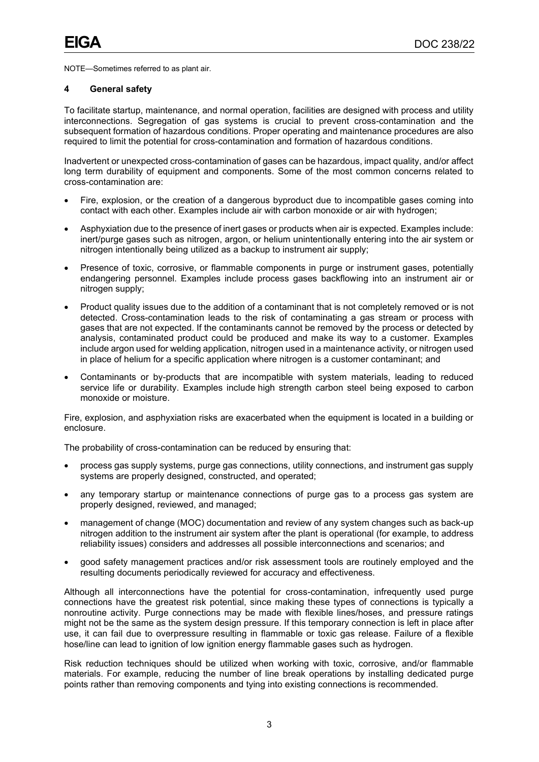NOTE—Sometimes referred to as plant air.

## 4 General safety

To facilitate startup, maintenance, and normal operation, facilities are designed with process and utility interconnections. Segregation of gas systems is crucial to prevent cross-contamination and the subsequent formation of hazardous conditions. Proper operating and maintenance procedures are also required to limit the potential for cross-contamination and formation of hazardous conditions.

Inadvertent or unexpected cross-contamination of gases can be hazardous, impact quality, and/or affect long term durability of equipment and components. Some of the most common concerns related to cross-contamination are:

- Fire, explosion, or the creation of a dangerous byproduct due to incompatible gases coming into contact with each other. Examples include air with carbon monoxide or air with hydrogen;
- Asphyxiation due to the presence of inert gases or products when air is expected. Examples include: inert/purge gases such as nitrogen, argon, or helium unintentionally entering into the air system or nitrogen intentionally being utilized as a backup to instrument air supply;
- Presence of toxic, corrosive, or flammable components in purge or instrument gases, potentially endangering personnel. Examples include process gases backflowing into an instrument air or nitrogen supply;
- Product quality issues due to the addition of a contaminant that is not completely removed or is not detected. Cross-contamination leads to the risk of contaminating a gas stream or process with gases that are not expected. If the contaminants cannot be removed by the process or detected by analysis, contaminated product could be produced and make its way to a customer. Examples include argon used for welding application, nitrogen used in a maintenance activity, or nitrogen used in place of helium for a specific application where nitrogen is a customer contaminant; and
- Contaminants or by-products that are incompatible with system materials, leading to reduced service life or durability. Examples include high strength carbon steel being exposed to carbon monoxide or moisture.

Fire, explosion, and asphyxiation risks are exacerbated when the equipment is located in a building or enclosure.

The probability of cross-contamination can be reduced by ensuring that:

- process gas supply systems, purge gas connections, utility connections, and instrument gas supply systems are properly designed, constructed, and operated;
- any temporary startup or maintenance connections of purge gas to a process gas system are properly designed, reviewed, and managed;
- management of change (MOC) documentation and review of any system changes such as back-up nitrogen addition to the instrument air system after the plant is operational (for example, to address reliability issues) considers and addresses all possible interconnections and scenarios; and
- good safety management practices and/or risk assessment tools are routinely employed and the resulting documents periodically reviewed for accuracy and effectiveness.

Although all interconnections have the potential for cross-contamination, infrequently used purge connections have the greatest risk potential, since making these types of connections is typically a nonroutine activity. Purge connections may be made with flexible lines/hoses, and pressure ratings might not be the same as the system design pressure. If this temporary connection is left in place after use, it can fail due to overpressure resulting in flammable or toxic gas release. Failure of a flexible hose/line can lead to ignition of low ignition energy flammable gases such as hydrogen.

Risk reduction techniques should be utilized when working with toxic, corrosive, and/or flammable materials. For example, reducing the number of line break operations by installing dedicated purge points rather than removing components and tying into existing connections is recommended.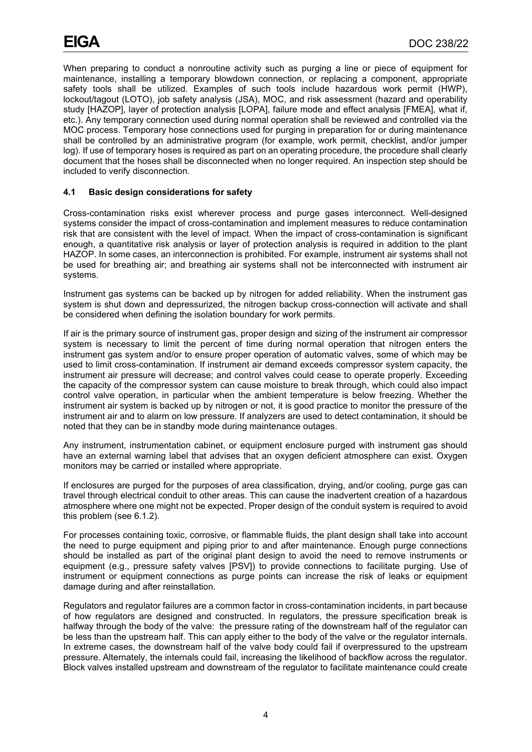When preparing to conduct a nonroutine activity such as purging a line or piece of equipment for maintenance, installing a temporary blowdown connection, or replacing a component, appropriate safety tools shall be utilized. Examples of such tools include hazardous work permit (HWP), lockout/tagout (LOTO), job safety analysis (JSA), MOC, and risk assessment (hazard and operability study [HAZOP], layer of protection analysis [LOPA], failure mode and effect analysis [FMEA], what if, etc.). Any temporary connection used during normal operation shall be reviewed and controlled via the MOC process. Temporary hose connections used for purging in preparation for or during maintenance shall be controlled by an administrative program (for example, work permit, checklist, and/or jumper log). If use of temporary hoses is required as part on an operating procedure, the procedure shall clearly document that the hoses shall be disconnected when no longer required. An inspection step should be included to verify disconnection.

### 4.1 Basic design considerations for safety

Cross-contamination risks exist wherever process and purge gases interconnect. Well-designed systems consider the impact of cross-contamination and implement measures to reduce contamination risk that are consistent with the level of impact. When the impact of cross-contamination is significant enough, a quantitative risk analysis or layer of protection analysis is required in addition to the plant HAZOP. In some cases, an interconnection is prohibited. For example, instrument air systems shall not be used for breathing air; and breathing air systems shall not be interconnected with instrument air systems.

Instrument gas systems can be backed up by nitrogen for added reliability. When the instrument gas system is shut down and depressurized, the nitrogen backup cross-connection will activate and shall be considered when defining the isolation boundary for work permits.

If air is the primary source of instrument gas, proper design and sizing of the instrument air compressor system is necessary to limit the percent of time during normal operation that nitrogen enters the instrument gas system and/or to ensure proper operation of automatic valves, some of which may be used to limit cross-contamination. If instrument air demand exceeds compressor system capacity, the instrument air pressure will decrease; and control valves could cease to operate properly. Exceeding the capacity of the compressor system can cause moisture to break through, which could also impact control valve operation, in particular when the ambient temperature is below freezing. Whether the instrument air system is backed up by nitrogen or not, it is good practice to monitor the pressure of the instrument air and to alarm on low pressure. If analyzers are used to detect contamination, it should be noted that they can be in standby mode during maintenance outages.

Any instrument, instrumentation cabinet, or equipment enclosure purged with instrument gas should have an external warning label that advises that an oxygen deficient atmosphere can exist. Oxygen monitors may be carried or installed where appropriate.

If enclosures are purged for the purposes of area classification, drying, and/or cooling, purge gas can travel through electrical conduit to other areas. This can cause the inadvertent creation of a hazardous atmosphere where one might not be expected. Proper design of the conduit system is required to avoid this problem (see 6.1.2).

For processes containing toxic, corrosive, or flammable fluids, the plant design shall take into account the need to purge equipment and piping prior to and after maintenance. Enough purge connections should be installed as part of the original plant design to avoid the need to remove instruments or equipment (e.g., pressure safety valves [PSV]) to provide connections to facilitate purging. Use of instrument or equipment connections as purge points can increase the risk of leaks or equipment damage during and after reinstallation.

Regulators and regulator failures are a common factor in cross-contamination incidents, in part because of how regulators are designed and constructed. In regulators, the pressure specification break is halfway through the body of the valve: the pressure rating of the downstream half of the regulator can be less than the upstream half. This can apply either to the body of the valve or the regulator internals. In extreme cases, the downstream half of the valve body could fail if overpressured to the upstream pressure. Alternately, the internals could fail, increasing the likelihood of backflow across the regulator. Block valves installed upstream and downstream of the regulator to facilitate maintenance could create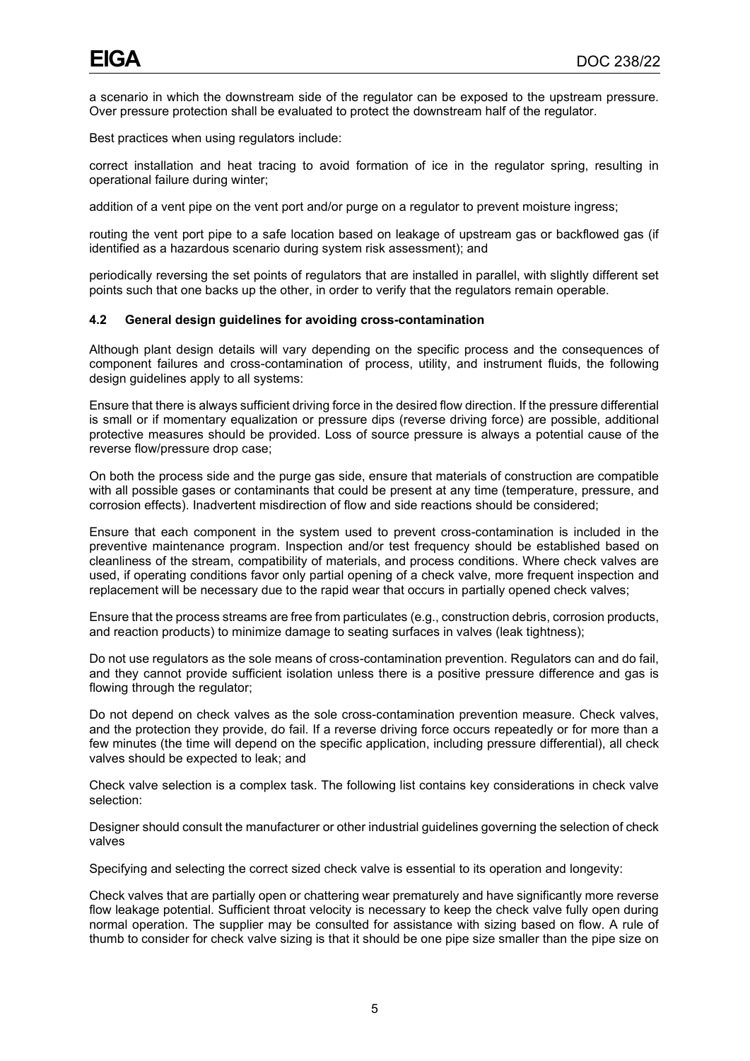a scenario in which the downstream side of the regulator can be exposed to the upstream pressure. Over pressure protection shall be evaluated to protect the downstream half of the regulator.

Best practices when using regulators include:

correct installation and heat tracing to avoid formation of ice in the regulator spring, resulting in operational failure during winter;

addition of a vent pipe on the vent port and/or purge on a regulator to prevent moisture ingress;

routing the vent port pipe to a safe location based on leakage of upstream gas or backflowed gas (if identified as a hazardous scenario during system risk assessment); and

periodically reversing the set points of regulators that are installed in parallel, with slightly different set points such that one backs up the other, in order to verify that the regulators remain operable.

### 4.2 General design guidelines for avoiding cross-contamination

Although plant design details will vary depending on the specific process and the consequences of component failures and cross-contamination of process, utility, and instrument fluids, the following design guidelines apply to all systems:

Ensure that there is always sufficient driving force in the desired flow direction. If the pressure differential is small or if momentary equalization or pressure dips (reverse driving force) are possible, additional protective measures should be provided. Loss of source pressure is always a potential cause of the reverse flow/pressure drop case;

On both the process side and the purge gas side, ensure that materials of construction are compatible with all possible gases or contaminants that could be present at any time (temperature, pressure, and corrosion effects). Inadvertent misdirection of flow and side reactions should be considered;

Ensure that each component in the system used to prevent cross-contamination is included in the preventive maintenance program. Inspection and/or test frequency should be established based on cleanliness of the stream, compatibility of materials, and process conditions. Where check valves are used, if operating conditions favor only partial opening of a check valve, more frequent inspection and replacement will be necessary due to the rapid wear that occurs in partially opened check valves;

Ensure that the process streams are free from particulates (e.g., construction debris, corrosion products, and reaction products) to minimize damage to seating surfaces in valves (leak tightness);

Do not use regulators as the sole means of cross-contamination prevention. Regulators can and do fail, and they cannot provide sufficient isolation unless there is a positive pressure difference and gas is flowing through the regulator;

Do not depend on check valves as the sole cross-contamination prevention measure. Check valves, and the protection they provide, do fail. If a reverse driving force occurs repeatedly or for more than a few minutes (the time will depend on the specific application, including pressure differential), all check valves should be expected to leak; and

Check valve selection is a complex task. The following list contains key considerations in check valve selection:

Designer should consult the manufacturer or other industrial guidelines governing the selection of check valves

Specifying and selecting the correct sized check valve is essential to its operation and longevity:

Check valves that are partially open or chattering wear prematurely and have significantly more reverse flow leakage potential. Sufficient throat velocity is necessary to keep the check valve fully open during normal operation. The supplier may be consulted for assistance with sizing based on flow. A rule of thumb to consider for check valve sizing is that it should be one pipe size smaller than the pipe size on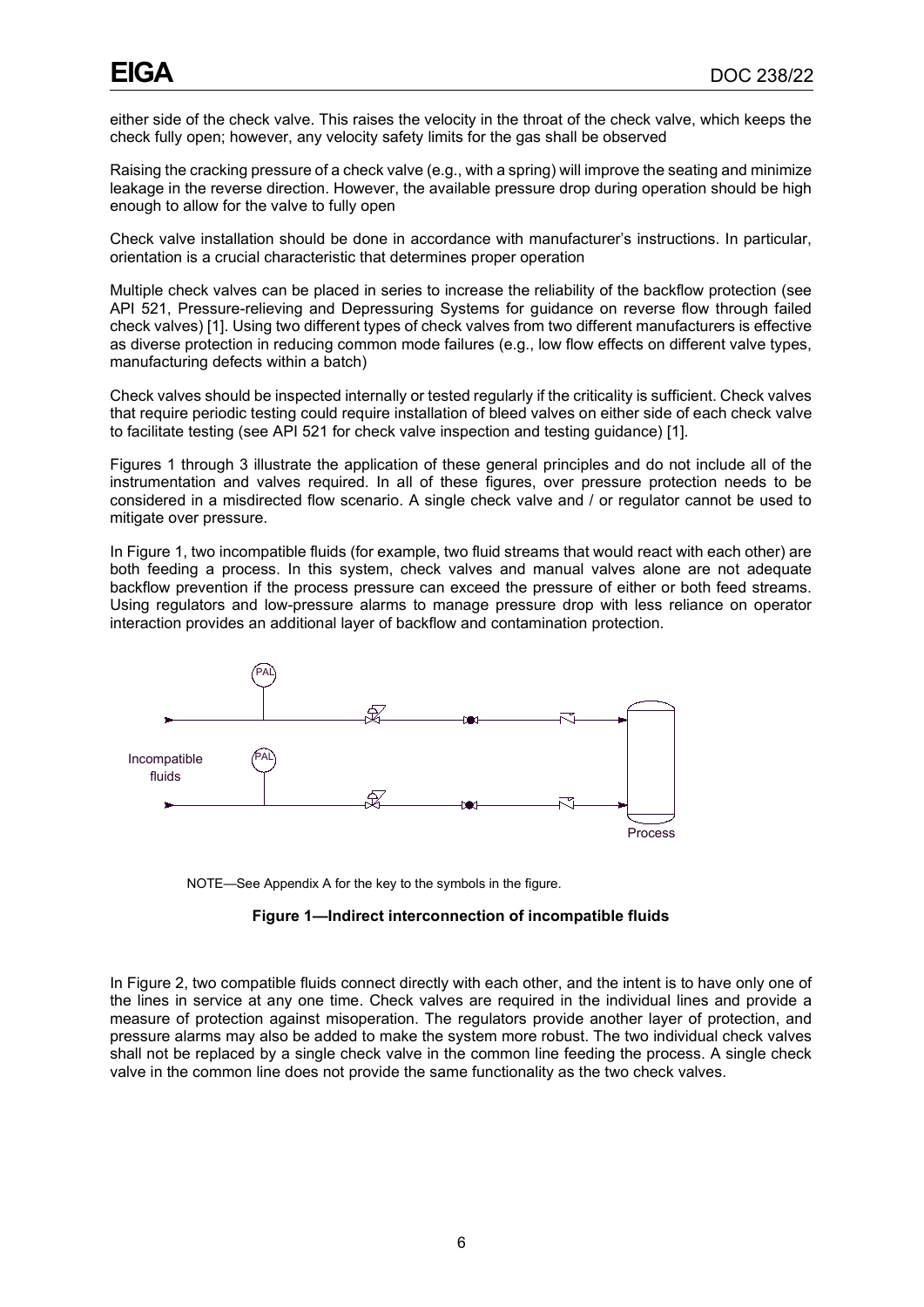either side of the check valve. This raises the velocity in the throat of the check valve, which keeps the check fully open; however, any velocity safety limits for the gas shall be observed

Raising the cracking pressure of a check valve (e.g., with a spring) will improve the seating and minimize leakage in the reverse direction. However, the available pressure drop during operation should be high enough to allow for the valve to fully open

Check valve installation should be done in accordance with manufacturer's instructions. In particular, orientation is a crucial characteristic that determines proper operation

Multiple check valves can be placed in series to increase the reliability of the backflow protection (see API 521, Pressure-relieving and Depressuring Systems for guidance on reverse flow through failed check valves) [1]. Using two different types of check valves from two different manufacturers is effective as diverse protection in reducing common mode failures (e.g., low flow effects on different valve types, manufacturing defects within a batch)

Check valves should be inspected internally or tested regularly if the criticality is sufficient. Check valves that require periodic testing could require installation of bleed valves on either side of each check valve to facilitate testing (see API 521 for check valve inspection and testing guidance) [1].

Figures 1 through 3 illustrate the application of these general principles and do not include all of the instrumentation and valves required. In all of these figures, over pressure protection needs to be considered in a misdirected flow scenario. A single check valve and / or regulator cannot be used to mitigate over pressure.

In Figure 1, two incompatible fluids (for example, two fluid streams that would react with each other) are both feeding a process. In this system, check valves and manual valves alone are not adequate backflow prevention if the process pressure can exceed the pressure of either or both feed streams. Using regulators and low-pressure alarms to manage pressure drop with less reliance on operator interaction provides an additional layer of backflow and contamination protection.

NOTE—See Appendix A for the key to the symbols in the figure.

**Figure 1—Indirect interconnection of incompatible fluids**

In Figure 2, two compatible fluids connect directly with each other, and the intent is to have only one of the lines in service at any one time. Check valves are required in the individual lines and provide a measure of protection against misoperation. The regulators provide another layer of protection, and pressure alarms may also be added to make the system more robust. The two individual check valves shall not be replaced by a single check valve in the common line feeding the process. A single check valve in the common line does not provide the same functionality as the two check valves.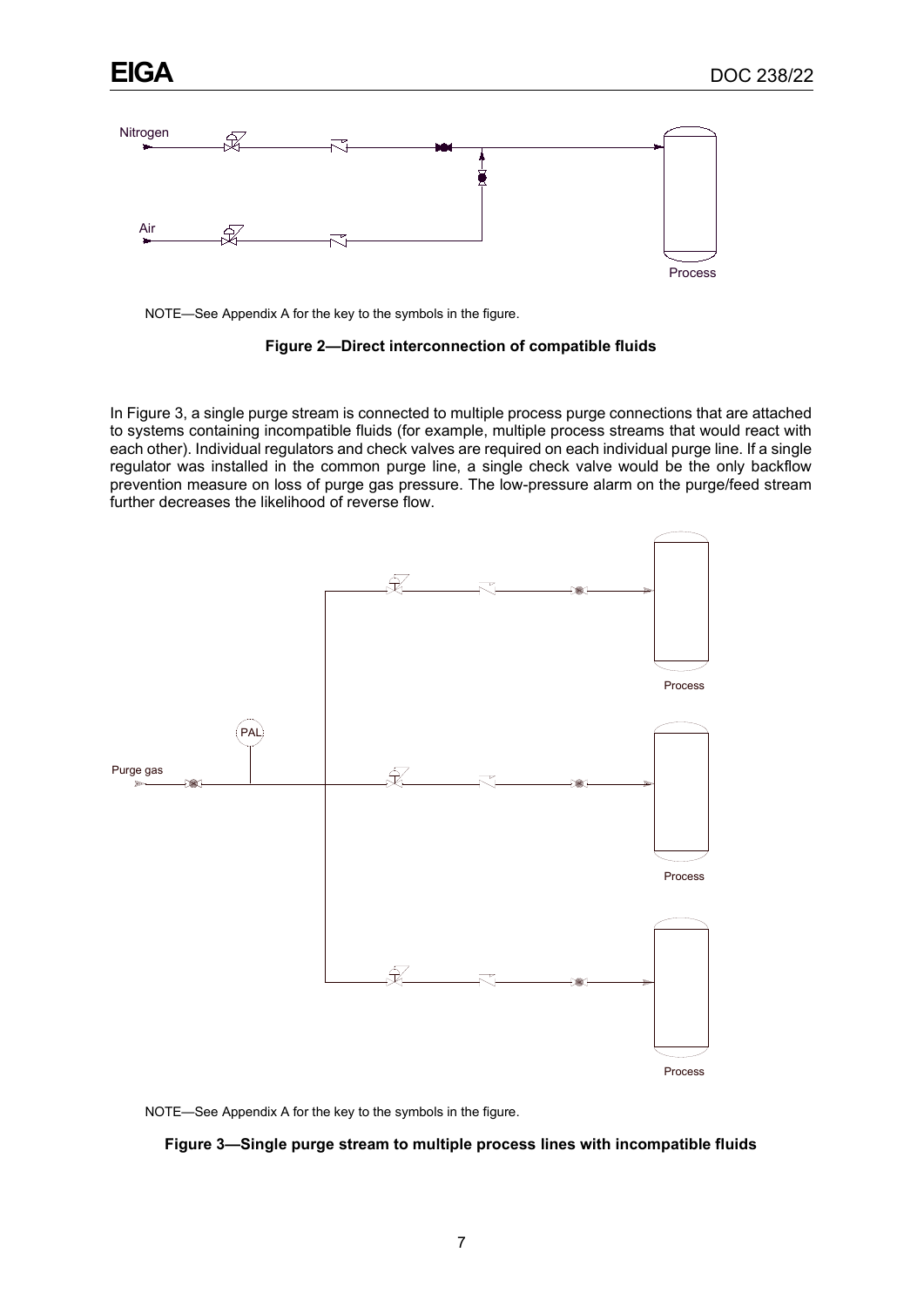NOTE—See Appendix A for the key to the symbols in the figure.

**Figure 2—Direct interconnection of compatible fluids**

In Figure 3, a single purge stream is connected to multiple process purge connections that are attached to systems containing incompatible fluids (for example, multiple process streams that would react with each other). Individual regulators and check valves are required on each individual purge line. If a single regulator was installed in the common purge line, a single check valve would be the only backflow prevention measure on loss of purge gas pressure. The low-pressure alarm on the purge/feed stream further decreases the likelihood of reverse flow.

NOTE—See Appendix A for the key to the symbols in the figure.

**Figure 3—Single purge stream to multiple process lines with incompatible fluids**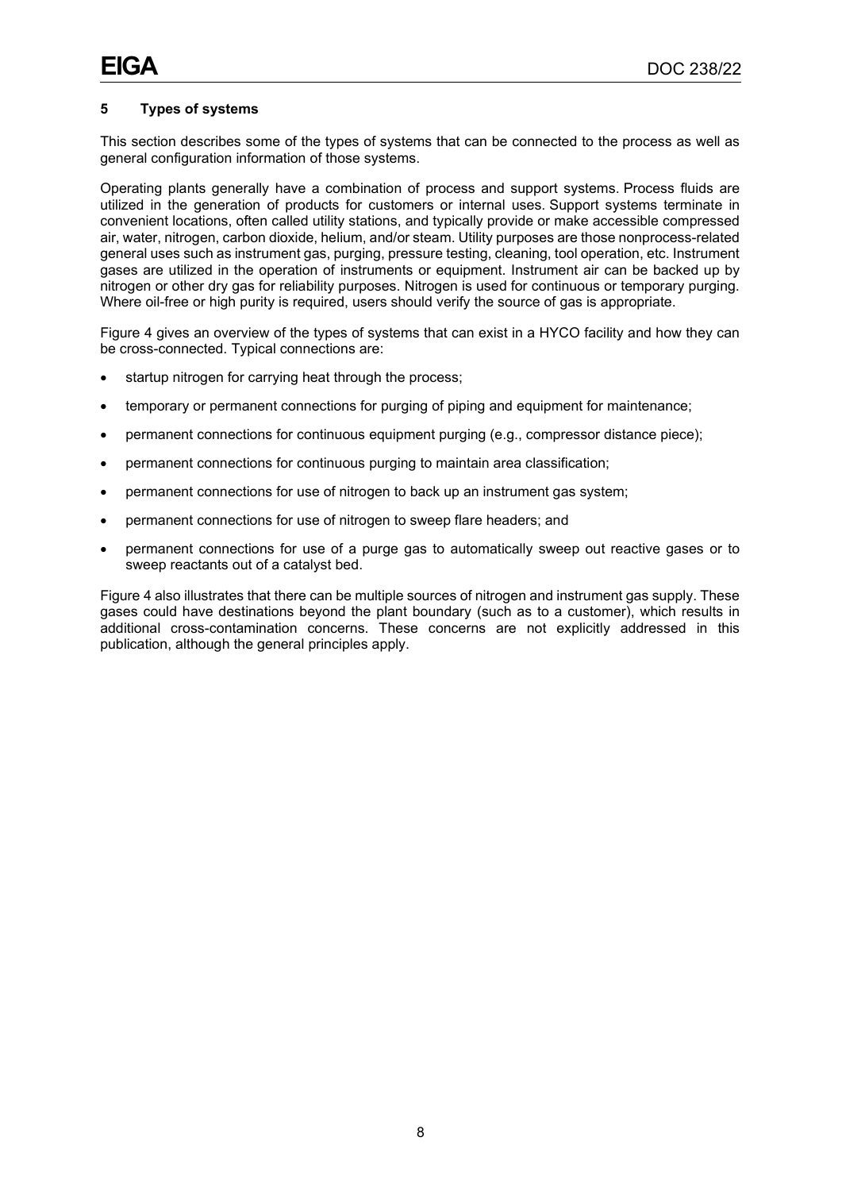## 5 Types of systems

This section describes some of the types of systems that can be connected to the process as well as general configuration information of those systems.

Operating plants generally have a combination of process and support systems. Process fluids are utilized in the generation of products for customers or internal uses. Support systems terminate in convenient locations, often called utility stations, and typically provide or make accessible compressed air, water, nitrogen, carbon dioxide, helium, and/or steam. Utility purposes are those nonprocess-related general uses such as instrument gas, purging, pressure testing, cleaning, tool operation, etc. Instrument gases are utilized in the operation of instruments or equipment. Instrument air can be backed up by nitrogen or other dry gas for reliability purposes. Nitrogen is used for continuous or temporary purging. Where oil-free or high purity is required, users should verify the source of gas is appropriate.

Figure 4 gives an overview of the types of systems that can exist in a HYCO facility and how they can be cross-connected. Typical connections are:

- startup nitrogen for carrying heat through the process;
- temporary or permanent connections for purging of piping and equipment for maintenance;
- permanent connections for continuous equipment purging (e.g., compressor distance piece);
- permanent connections for continuous purging to maintain area classification;
- permanent connections for use of nitrogen to back up an instrument gas system;
- permanent connections for use of nitrogen to sweep flare headers; and
- permanent connections for use of a purge gas to automatically sweep out reactive gases or to sweep reactants out of a catalyst bed.

Figure 4 also illustrates that there can be multiple sources of nitrogen and instrument gas supply. These gases could have destinations beyond the plant boundary (such as to a customer), which results in additional cross-contamination concerns. These concerns are not explicitly addressed in this publication, although the general principles apply.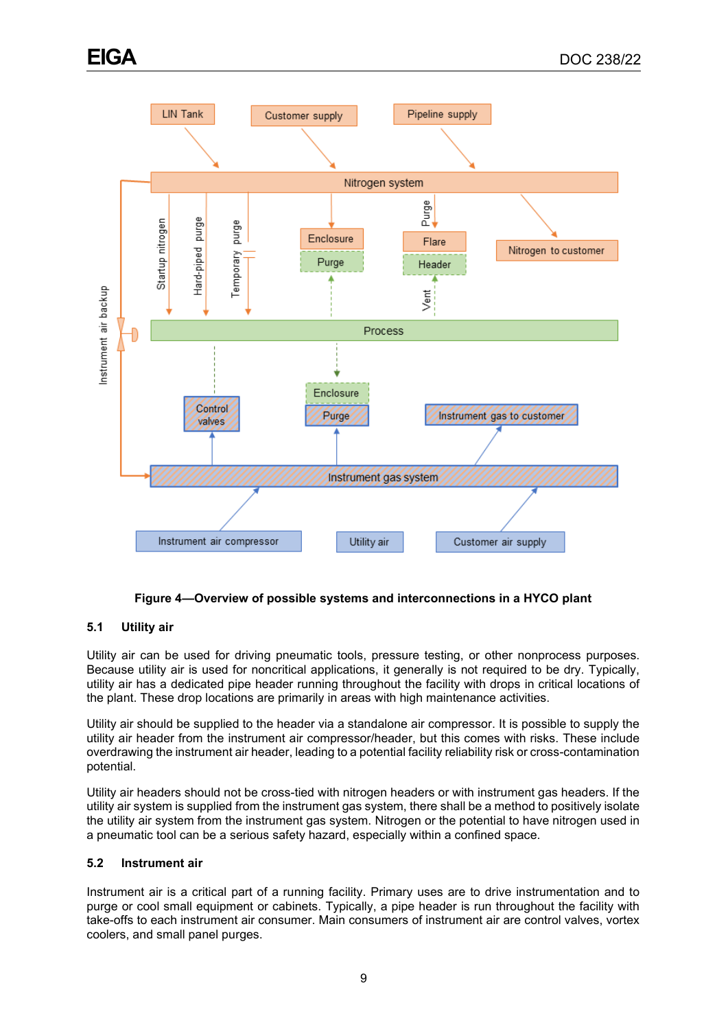**Figure 4—Overview of possible systems and interconnections in a HYCO plant**

### 5.1 Utility air

Utility air can be used for driving pneumatic tools, pressure testing, or other nonprocess purposes. Because utility air is used for noncritical applications, it generally is not required to be dry. Typically, utility air has a dedicated pipe header running throughout the facility with drops in critical locations of the plant. These drop locations are primarily in areas with high maintenance activities.

Utility air should be supplied to the header via a standalone air compressor. It is possible to supply the utility air header from the instrument air compressor/header, but this comes with risks. These include overdrawing the instrument air header, leading to a potential facility reliability risk or cross-contamination potential.

Utility air headers should not be cross-tied with nitrogen headers or with instrument gas headers. If the utility air system is supplied from the instrument gas system, there shall be a method to positively isolate the utility air system from the instrument gas system. Nitrogen or the potential to have nitrogen used in a pneumatic tool can be a serious safety hazard, especially within a confined space.

### 5.2 Instrument air

Instrument air is a critical part of a running facility. Primary uses are to drive instrumentation and to purge or cool small equipment or cabinets. Typically, a pipe header is run throughout the facility with take-offs to each instrument air consumer. Main consumers of instrument air are control valves, vortex coolers, and small panel purges.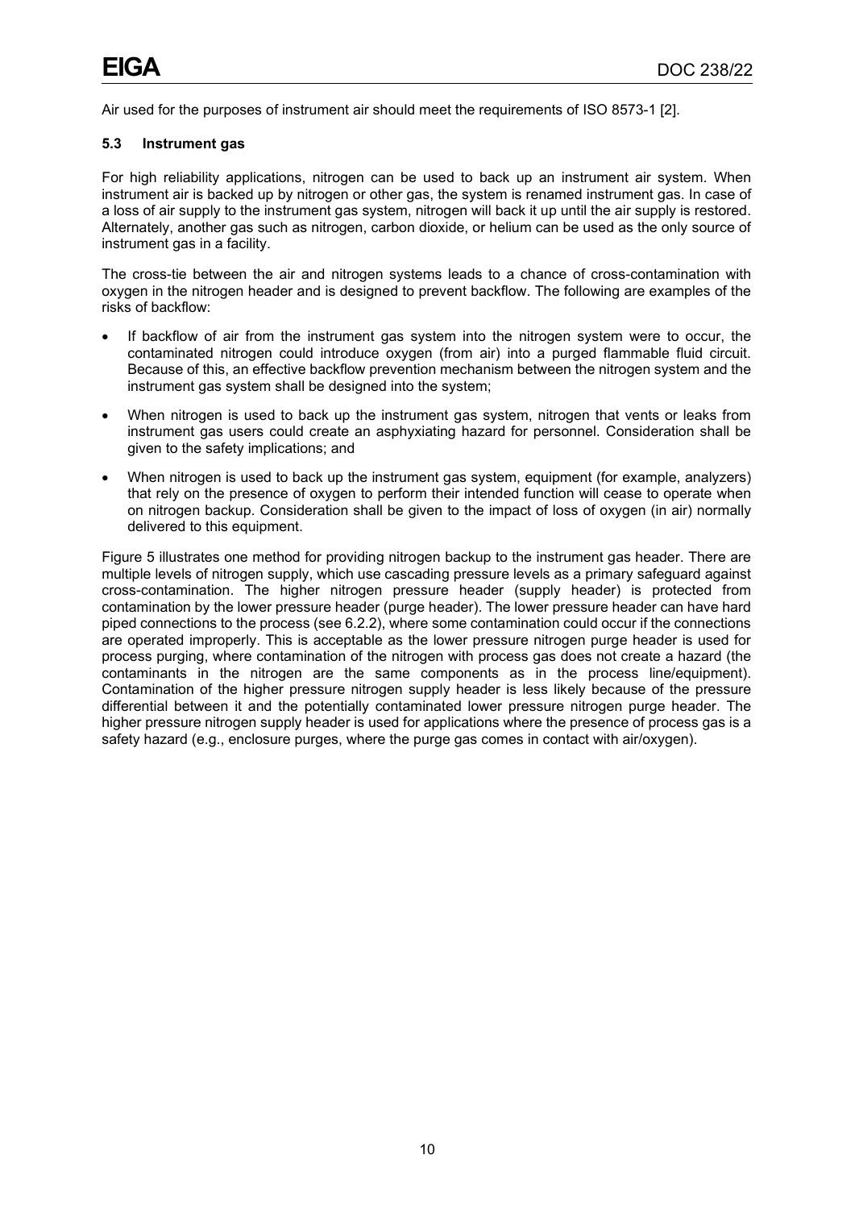Air used for the purposes of instrument air should meet the requirements of ISO 8573-1 [2].

### 5.3 Instrument gas

For high reliability applications, nitrogen can be used to back up an instrument air system. When instrument air is backed up by nitrogen or other gas, the system is renamed instrument gas. In case of a loss of air supply to the instrument gas system, nitrogen will back it up until the air supply is restored. Alternately, another gas such as nitrogen, carbon dioxide, or helium can be used as the only source of instrument gas in a facility.

The cross-tie between the air and nitrogen systems leads to a chance of cross-contamination with oxygen in the nitrogen header and is designed to prevent backflow. The following are examples of the risks of backflow:

- If backflow of air from the instrument gas system into the nitrogen system were to occur, the contaminated nitrogen could introduce oxygen (from air) into a purged flammable fluid circuit. Because of this, an effective backflow prevention mechanism between the nitrogen system and the instrument gas system shall be designed into the system;
- When nitrogen is used to back up the instrument gas system, nitrogen that vents or leaks from instrument gas users could create an asphyxiating hazard for personnel. Consideration shall be given to the safety implications; and
- When nitrogen is used to back up the instrument gas system, equipment (for example, analyzers) that rely on the presence of oxygen to perform their intended function will cease to operate when on nitrogen backup. Consideration shall be given to the impact of loss of oxygen (in air) normally delivered to this equipment.

Figure 5 illustrates one method for providing nitrogen backup to the instrument gas header. There are multiple levels of nitrogen supply, which use cascading pressure levels as a primary safeguard against cross-contamination. The higher nitrogen pressure header (supply header) is protected from contamination by the lower pressure header (purge header). The lower pressure header can have hard piped connections to the process (see 6.2.2), where some contamination could occur if the connections are operated improperly. This is acceptable as the lower pressure nitrogen purge header is used for process purging, where contamination of the nitrogen with process gas does not create a hazard (the contaminants in the nitrogen are the same components as in the process line/equipment). Contamination of the higher pressure nitrogen supply header is less likely because of the pressure differential between it and the potentially contaminated lower pressure nitrogen purge header. The higher pressure nitrogen supply header is used for applications where the presence of process gas is a safety hazard (e.g., enclosure purges, where the purge gas comes in contact with air/oxygen).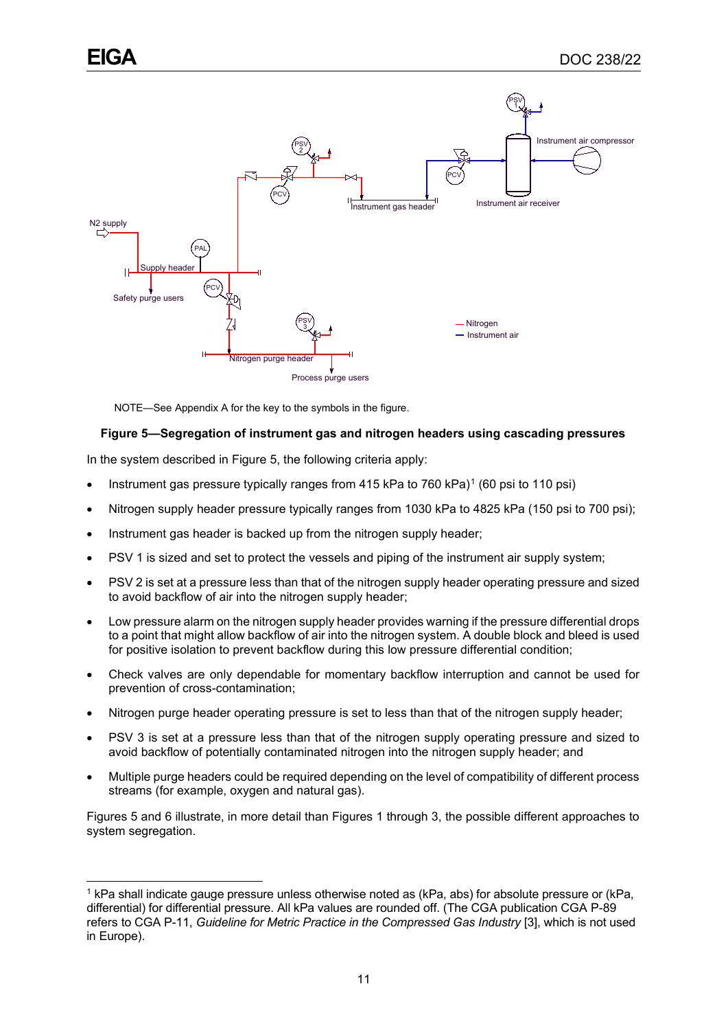NOTE—See Appendix A for the key to the symbols in the figure.

**Figure 5—Segregation of instrument gas and nitrogen headers using cascading pressures**

In the system described in Figure 5, the following criteria apply:

- Instrument gas pressure typically ranges from 415 kPa to 760 kPa)[1] (60 psi to 110 psi)
- Nitrogen supply header pressure typically ranges from 1030 kPa to 4825 kPa (150 psi to 700 psi);
- Instrument gas header is backed up from the nitrogen supply header;
- PSV 1 is sized and set to protect the vessels and piping of the instrument air supply system;
- PSV 2 is set at a pressure less than that of the nitrogen supply header operating pressure and sized to avoid backflow of air into the nitrogen supply header;
- Low pressure alarm on the nitrogen supply header provides warning if the pressure differential drops to a point that might allow backflow of air into the nitrogen system. A double block and bleed is used for positive isolation to prevent backflow during this low pressure differential condition;
- Check valves are only dependable for momentary backflow interruption and cannot be used for prevention of cross-contamination;
- Nitrogen purge header operating pressure is set to less than that of the nitrogen supply header;
- PSV 3 is set at a pressure less than that of the nitrogen supply operating pressure and sized to avoid backflow of potentially contaminated nitrogen into the nitrogen supply header; and
- Multiple purge headers could be required depending on the level of compatibility of different process streams (for example, oxygen and natural gas).

Figures 5 and 6 illustrate, in more detail than Figures 1 through 3, the possible different approaches to system segregation.

[1] kPa shall indicate gauge pressure unless otherwise noted as (kPa, abs) for absolute pressure or (kPa, differential) for differential pressure. All kPa values are rounded off. (The CGA publication CGA P-89 refers to CGA P-11, *Guideline for Metric Practice in the Compressed Gas Industry* [3], which is not used in Europe).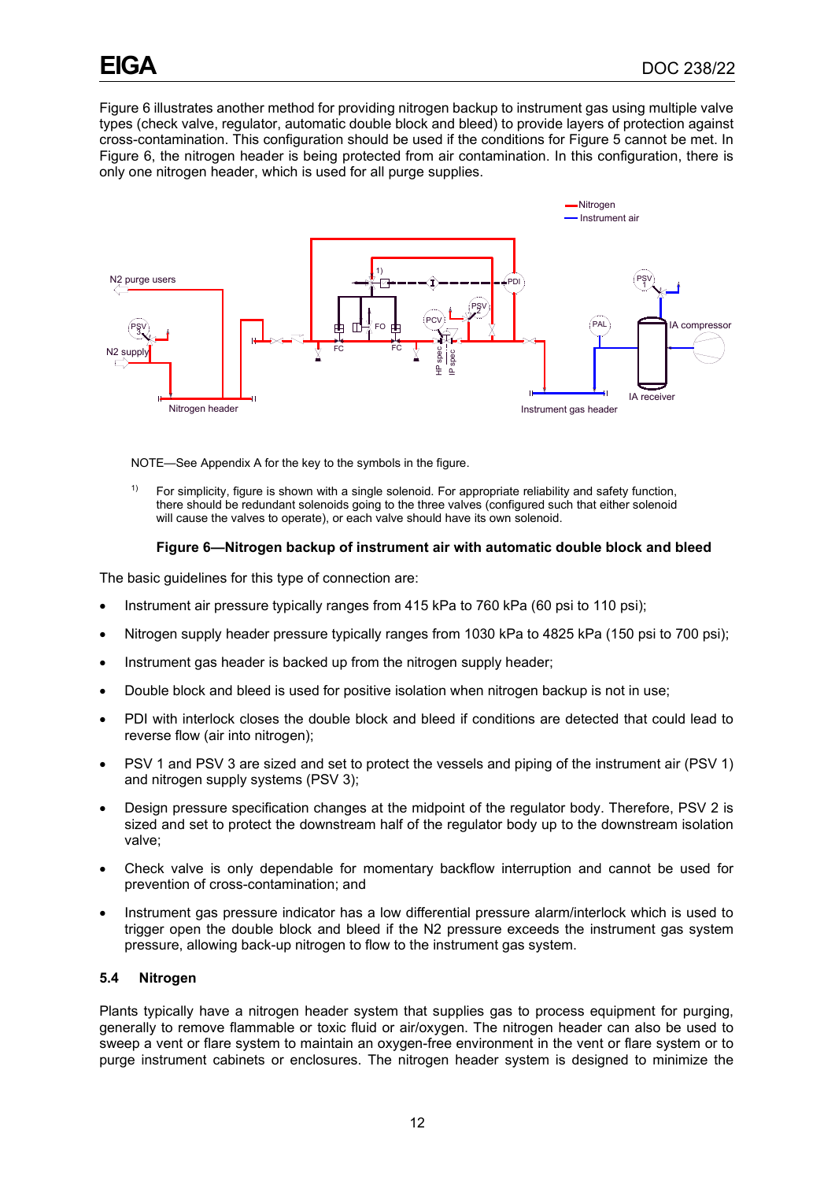Figure 6 illustrates another method for providing nitrogen backup to instrument gas using multiple valve types (check valve, regulator, automatic double block and bleed) to provide layers of protection against cross-contamination. This configuration should be used if the conditions for Figure 5 cannot be met. In Figure 6, the nitrogen header is being protected from air contamination. In this configuration, there is only one nitrogen header, which is used for all purge supplies.

NOTE—See Appendix A for the key to the symbols in the figure.

[1] For simplicity, figure is shown with a single solenoid. For appropriate reliability and safety function, there should be redundant solenoids going to the three valves (configured such that either solenoid will cause the valves to operate), or each valve should have its own solenoid.

**Figure 6—Nitrogen backup of instrument air with automatic double block and bleed**

The basic guidelines for this type of connection are:

- Instrument air pressure typically ranges from 415 kPa to 760 kPa (60 psi to 110 psi);
- Nitrogen supply header pressure typically ranges from 1030 kPa to 4825 kPa (150 psi to 700 psi);
- Instrument gas header is backed up from the nitrogen supply header;
- Double block and bleed is used for positive isolation when nitrogen backup is not in use;
- PDI with interlock closes the double block and bleed if conditions are detected that could lead to reverse flow (air into nitrogen);
- PSV 1 and PSV 3 are sized and set to protect the vessels and piping of the instrument air (PSV 1) and nitrogen supply systems (PSV 3);
- Design pressure specification changes at the midpoint of the regulator body. Therefore, PSV 2 is sized and set to protect the downstream half of the regulator body up to the downstream isolation valve;
- Check valve is only dependable for momentary backflow interruption and cannot be used for prevention of cross-contamination; and
- Instrument gas pressure indicator has a low differential pressure alarm/interlock which is used to trigger open the double block and bleed if the N2 pressure exceeds the instrument gas system pressure, allowing back-up nitrogen to flow to the instrument gas system.

### 5.4 Nitrogen

Plants typically have a nitrogen header system that supplies gas to process equipment for purging, generally to remove flammable or toxic fluid or air/oxygen. The nitrogen header can also be used to sweep a vent or flare system to maintain an oxygen-free environment in the vent or flare system or to purge instrument cabinets or enclosures. The nitrogen header system is designed to minimize the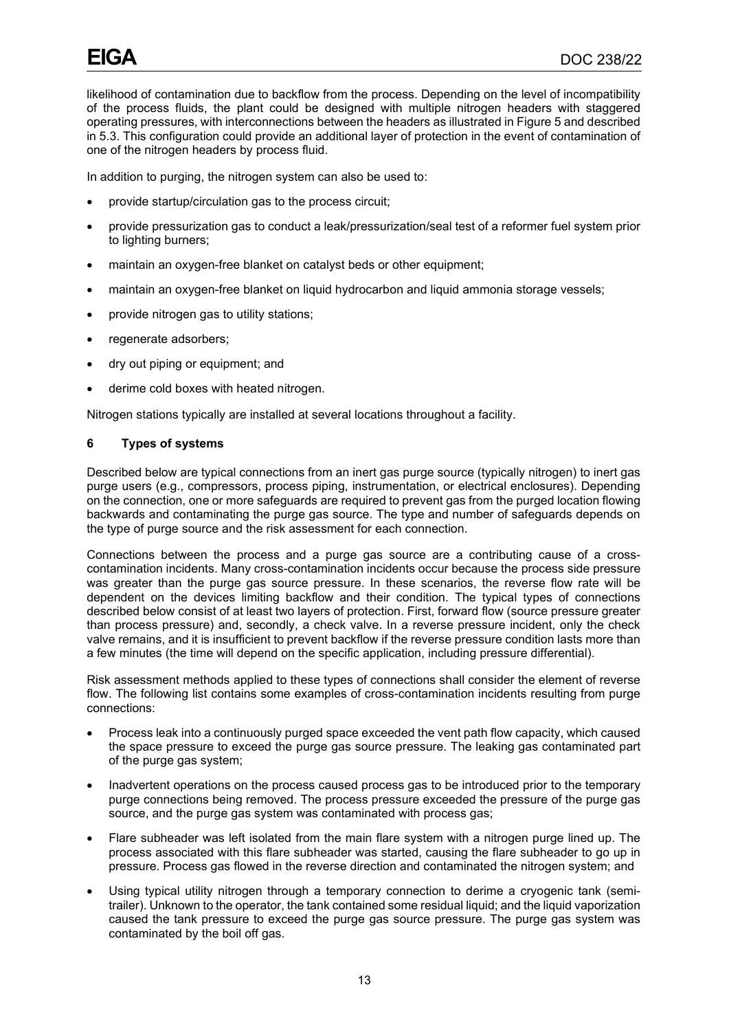likelihood of contamination due to backflow from the process. Depending on the level of incompatibility of the process fluids, the plant could be designed with multiple nitrogen headers with staggered operating pressures, with interconnections between the headers as illustrated in Figure 5 and described in 5.3. This configuration could provide an additional layer of protection in the event of contamination of one of the nitrogen headers by process fluid.

In addition to purging, the nitrogen system can also be used to:

- provide startup/circulation gas to the process circuit;
- provide pressurization gas to conduct a leak/pressurization/seal test of a reformer fuel system prior to lighting burners;
- maintain an oxygen-free blanket on catalyst beds or other equipment;
- maintain an oxygen-free blanket on liquid hydrocarbon and liquid ammonia storage vessels;
- provide nitrogen gas to utility stations;
- regenerate adsorbers;
- dry out piping or equipment; and
- derime cold boxes with heated nitrogen.

Nitrogen stations typically are installed at several locations throughout a facility.

## 6 Types of systems

Described below are typical connections from an inert gas purge source (typically nitrogen) to inert gas purge users (e.g., compressors, process piping, instrumentation, or electrical enclosures). Depending on the connection, one or more safeguards are required to prevent gas from the purged location flowing backwards and contaminating the purge gas source. The type and number of safeguards depends on the type of purge source and the risk assessment for each connection.

Connections between the process and a purge gas source are a contributing cause of a cross-contamination incidents. Many cross-contamination incidents occur because the process side pressure was greater than the purge gas source pressure. In these scenarios, the reverse flow rate will be dependent on the devices limiting backflow and their condition. The typical types of connections described below consist of at least two layers of protection. First, forward flow (source pressure greater than process pressure) and, secondly, a check valve. In a reverse pressure incident, only the check valve remains, and it is insufficient to prevent backflow if the reverse pressure condition lasts more than a few minutes (the time will depend on the specific application, including pressure differential).

Risk assessment methods applied to these types of connections shall consider the element of reverse flow. The following list contains some examples of cross-contamination incidents resulting from purge connections:

- Process leak into a continuously purged space exceeded the vent path flow capacity, which caused the space pressure to exceed the purge gas source pressure. The leaking gas contaminated part of the purge gas system;
- Inadvertent operations on the process caused process gas to be introduced prior to the temporary purge connections being removed. The process pressure exceeded the pressure of the purge gas source, and the purge gas system was contaminated with process gas;
- Flare subheader was left isolated from the main flare system with a nitrogen purge lined up. The process associated with this flare subheader was started, causing the flare subheader to go up in pressure. Process gas flowed in the reverse direction and contaminated the nitrogen system; and
- Using typical utility nitrogen through a temporary connection to derime a cryogenic tank (semi-trailer). Unknown to the operator, the tank contained some residual liquid; and the liquid vaporization caused the tank pressure to exceed the purge gas source pressure. The purge gas system was contaminated by the boil off gas.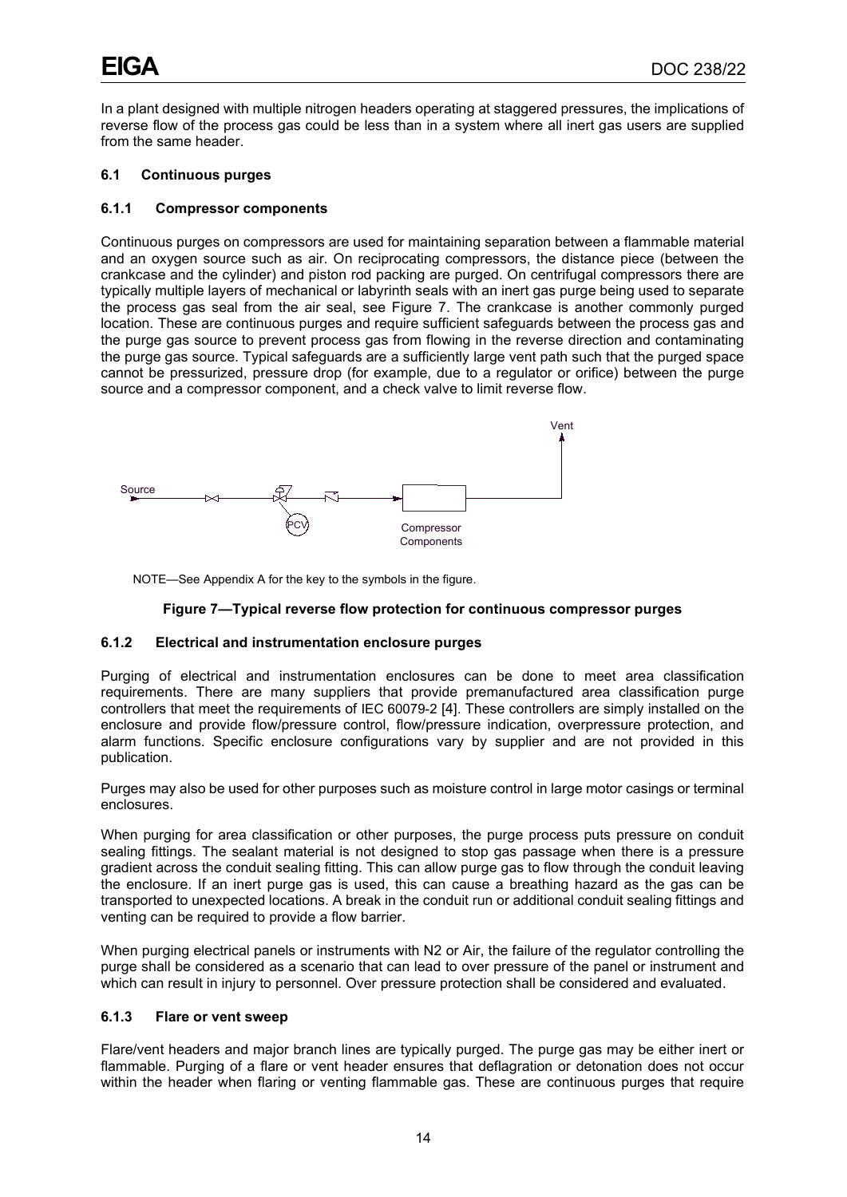In a plant designed with multiple nitrogen headers operating at staggered pressures, the implications of reverse flow of the process gas could be less than in a system where all inert gas users are supplied from the same header.

### 6.1 Continuous purges

#### 6.1.1 Compressor components

Continuous purges on compressors are used for maintaining separation between a flammable material and an oxygen source such as air. On reciprocating compressors, the distance piece (between the crankcase and the cylinder) and piston rod packing are purged. On centrifugal compressors there are typically multiple layers of mechanical or labyrinth seals with an inert gas purge being used to separate the process gas seal from the air seal, see Figure 7. The crankcase is another commonly purged location. These are continuous purges and require sufficient safeguards between the process gas and the purge gas source to prevent process gas from flowing in the reverse direction and contaminating the purge gas source. Typical safeguards are a sufficiently large vent path such that the purged space cannot be pressurized, pressure drop (for example, due to a regulator or orifice) between the purge source and a compressor component, and a check valve to limit reverse flow.

Vent

Source

PCV

Compressor Components

NOTE—See Appendix A for the key to the symbols in the figure.

**Figure 7—Typical reverse flow protection for continuous compressor purges**

#### 6.1.2 Electrical and instrumentation enclosure purges

Purging of electrical and instrumentation enclosures can be done to meet area classification requirements. There are many suppliers that provide premanufactured area classification purge controllers that meet the requirements of IEC 60079-2 [4]. These controllers are simply installed on the enclosure and provide flow/pressure control, flow/pressure indication, overpressure protection, and alarm functions. Specific enclosure configurations vary by supplier and are not provided in this publication.

Purges may also be used for other purposes such as moisture control in large motor casings or terminal enclosures.

When purging for area classification or other purposes, the purge process puts pressure on conduit sealing fittings. The sealant material is not designed to stop gas passage when there is a pressure gradient across the conduit sealing fitting. This can allow purge gas to flow through the conduit leaving the enclosure. If an inert purge gas is used, this can cause a breathing hazard as the gas can be transported to unexpected locations. A break in the conduit run or additional conduit sealing fittings and venting can be required to provide a flow barrier.

When purging electrical panels or instruments with N2 or Air, the failure of the regulator controlling the purge shall be considered as a scenario that can lead to over pressure of the panel or instrument and which can result in injury to personnel. Over pressure protection shall be considered and evaluated.

#### 6.1.3 Flare or vent sweep

Flare/vent headers and major branch lines are typically purged. The purge gas may be either inert or flammable. Purging of a flare or vent header ensures that deflagration or detonation does not occur within the header when flaring or venting flammable gas. These are continuous purges that require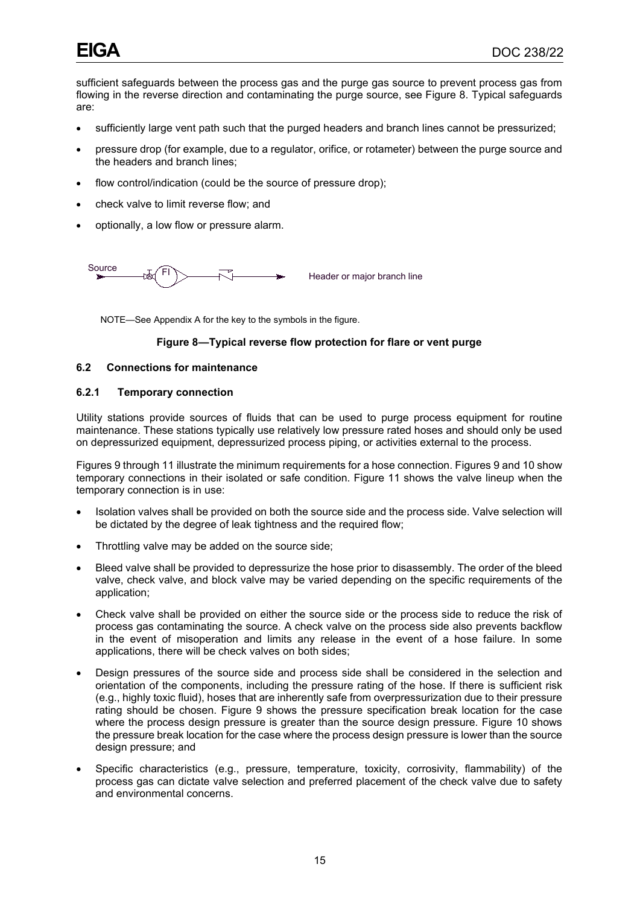sufficient safeguards between the process gas and the purge gas source to prevent process gas from flowing in the reverse direction and contaminating the purge source, see Figure 8. Typical safeguards are:

- sufficiently large vent path such that the purged headers and branch lines cannot be pressurized;
- pressure drop (for example, due to a regulator, orifice, or rotameter) between the purge source and the headers and branch lines;
- flow control/indication (could be the source of pressure drop);
- check valve to limit reverse flow; and
- optionally, a low flow or pressure alarm.

Source FI Header or major branch line

NOTE—See Appendix A for the key to the symbols in the figure.

**Figure 8—Typical reverse flow protection for flare or vent purge**

### 6.2 Connections for maintenance

#### 6.2.1 Temporary connection

Utility stations provide sources of fluids that can be used to purge process equipment for routine maintenance. These stations typically use relatively low pressure rated hoses and should only be used on depressurized equipment, depressurized process piping, or activities external to the process.

Figures 9 through 11 illustrate the minimum requirements for a hose connection. Figures 9 and 10 show temporary connections in their isolated or safe condition. Figure 11 shows the valve lineup when the temporary connection is in use:

- Isolation valves shall be provided on both the source side and the process side. Valve selection will be dictated by the degree of leak tightness and the required flow;
- Throttling valve may be added on the source side;
- Bleed valve shall be provided to depressurize the hose prior to disassembly. The order of the bleed valve, check valve, and block valve may be varied depending on the specific requirements of the application;
- Check valve shall be provided on either the source side or the process side to reduce the risk of process gas contaminating the source. A check valve on the process side also prevents backflow in the event of misoperation and limits any release in the event of a hose failure. In some applications, there will be check valves on both sides;
- Design pressures of the source side and process side shall be considered in the selection and orientation of the components, including the pressure rating of the hose. If there is sufficient risk (e.g., highly toxic fluid), hoses that are inherently safe from overpressurization due to their pressure rating should be chosen. Figure 9 shows the pressure specification break location for the case where the process design pressure is greater than the source design pressure. Figure 10 shows the pressure break location for the case where the process design pressure is lower than the source design pressure; and
- Specific characteristics (e.g., pressure, temperature, toxicity, corrosivity, flammability) of the process gas can dictate valve selection and preferred placement of the check valve due to safety and environmental concerns.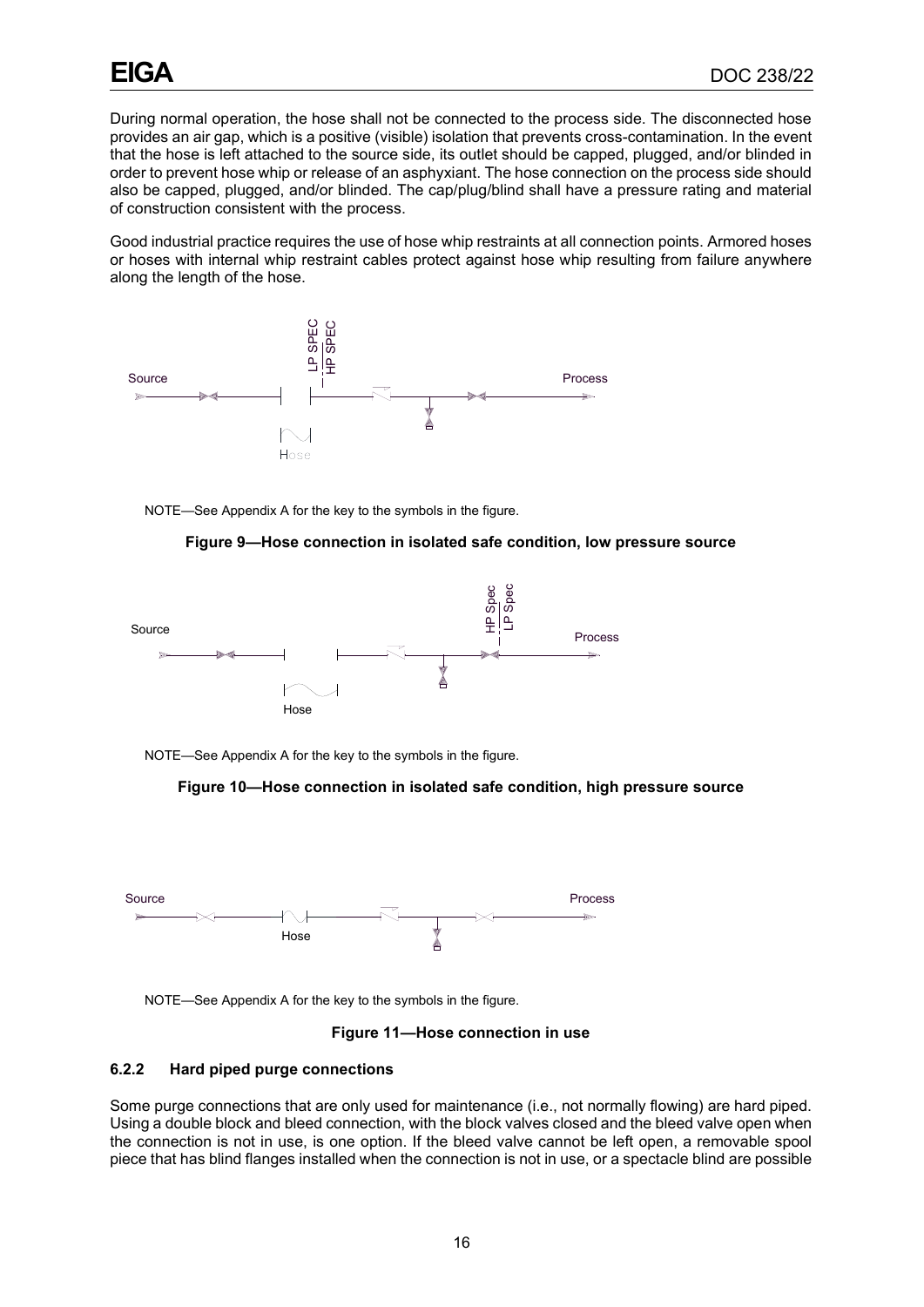During normal operation, the hose shall not be connected to the process side. The disconnected hose provides an air gap, which is a positive (visible) isolation that prevents cross-contamination. In the event that the hose is left attached to the source side, its outlet should be capped, plugged, and/or blinded in order to prevent hose whip or release of an asphyxiant. The hose connection on the process side should also be capped, plugged, and/or blinded. The cap/plug/blind shall have a pressure rating and material of construction consistent with the process.

Good industrial practice requires the use of hose whip restraints at all connection points. Armored hoses or hoses with internal whip restraint cables protect against hose whip resulting from failure anywhere along the length of the hose.

NOTE—See Appendix A for the key to the symbols in the figure.

**Figure 9—Hose connection in isolated safe condition, low pressure source**

NOTE—See Appendix A for the key to the symbols in the figure.

**Figure 10—Hose connection in isolated safe condition, high pressure source**

NOTE—See Appendix A for the key to the symbols in the figure.

**Figure 11—Hose connection in use**

### 6.2.2 Hard piped purge connections

Some purge connections that are only used for maintenance (i.e., not normally flowing) are hard piped. Using a double block and bleed connection, with the block valves closed and the bleed valve open when the connection is not in use, is one option. If the bleed valve cannot be left open, a removable spool piece that has blind flanges installed when the connection is not in use, or a spectacle blind are possible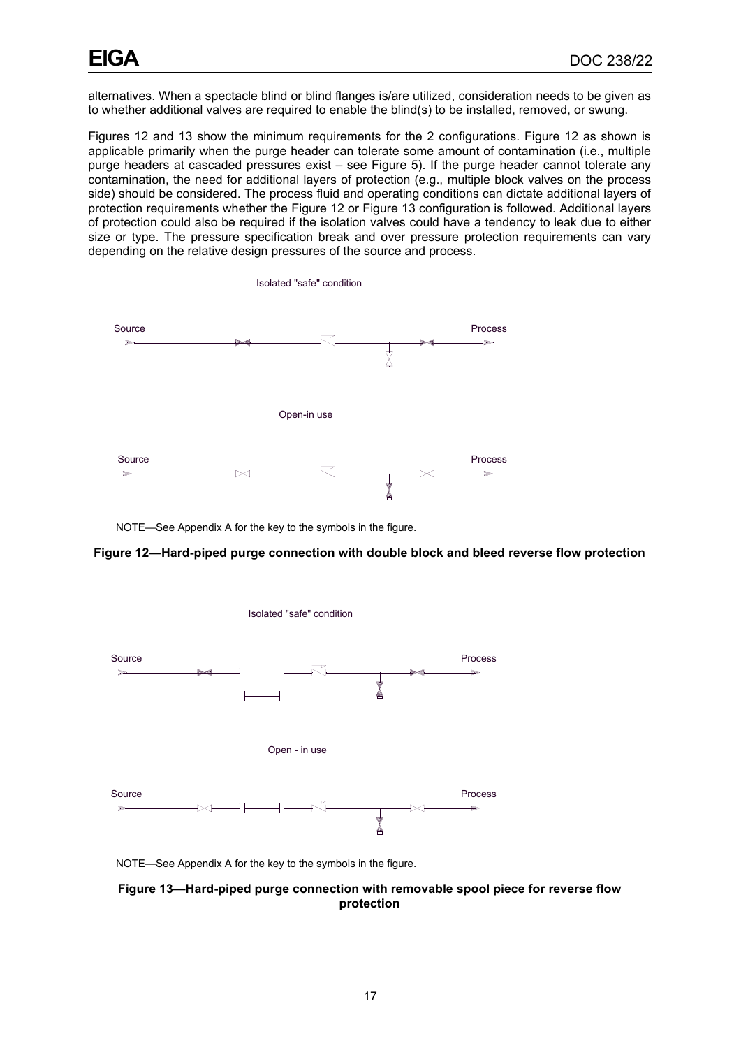alternatives. When a spectacle blind or blind flanges is/are utilized, consideration needs to be given as to whether additional valves are required to enable the blind(s) to be installed, removed, or swung.

Figures 12 and 13 show the minimum requirements for the 2 configurations. Figure 12 as shown is applicable primarily when the purge header can tolerate some amount of contamination (i.e., multiple purge headers at cascaded pressures exist – see Figure 5). If the purge header cannot tolerate any contamination, the need for additional layers of protection (e.g., multiple block valves on the process side) should be considered. The process fluid and operating conditions can dictate additional layers of protection requirements whether the Figure 12 or Figure 13 configuration is followed. Additional layers of protection could also be required if the isolation valves could have a tendency to leak due to either size or type. The pressure specification break and over pressure protection requirements can vary depending on the relative design pressures of the source and process.

Isolated "safe" condition

Source Process

Open-in use

Source Process

NOTE—See Appendix A for the key to the symbols in the figure.

**Figure 12—Hard-piped purge connection with double block and bleed reverse flow protection**

Isolated "safe" condition

Source Process

Open - in use

Source Process

NOTE—See Appendix A for the key to the symbols in the figure.

**Figure 13—Hard-piped purge connection with removable spool piece for reverse flow protection**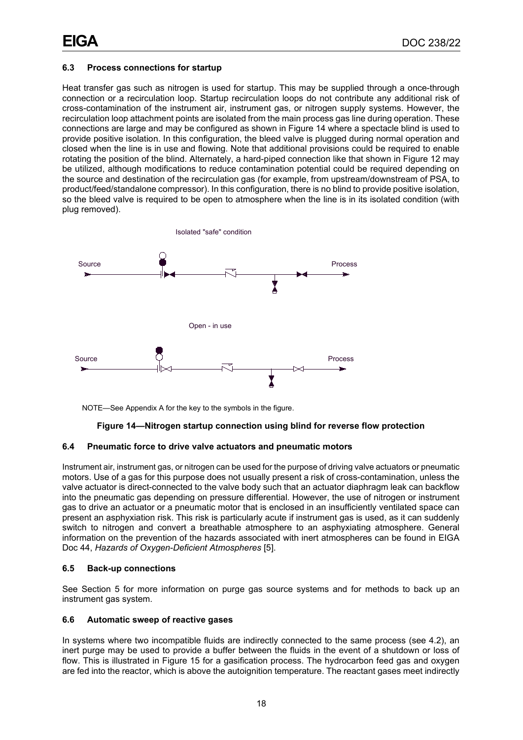### 6.3 Process connections for startup

Heat transfer gas such as nitrogen is used for startup. This may be supplied through a once-through connection or a recirculation loop. Startup recirculation loops do not contribute any additional risk of cross-contamination of the instrument air, instrument gas, or nitrogen supply systems. However, the recirculation loop attachment points are isolated from the main process gas line during operation. These connections are large and may be configured as shown in Figure 14 where a spectacle blind is used to provide positive isolation. In this configuration, the bleed valve is plugged during normal operation and closed when the line is in use and flowing. Note that additional provisions could be required to enable rotating the position of the blind. Alternately, a hard-piped connection like that shown in Figure 12 may be utilized, although modifications to reduce contamination potential could be required depending on the source and destination of the recirculation gas (for example, from upstream/downstream of PSA, to product/feed/standalone compressor). In this configuration, there is no blind to provide positive isolation, so the bleed valve is required to be open to atmosphere when the line is in its isolated condition (with plug removed).

Isolated "safe" condition

Source → Process

Open - in use

Source → Process

NOTE—See Appendix A for the key to the symbols in the figure.

**Figure 14—Nitrogen startup connection using blind for reverse flow protection**

### 6.4 Pneumatic force to drive valve actuators and pneumatic motors

Instrument air, instrument gas, or nitrogen can be used for the purpose of driving valve actuators or pneumatic motors. Use of a gas for this purpose does not usually present a risk of cross-contamination, unless the valve actuator is direct-connected to the valve body such that an actuator diaphragm leak can backflow into the pneumatic gas depending on pressure differential. However, the use of nitrogen or instrument gas to drive an actuator or a pneumatic motor that is enclosed in an insufficiently ventilated space can present an asphyxiation risk. This risk is particularly acute if instrument gas is used, as it can suddenly switch to nitrogen and convert a breathable atmosphere to an asphyxiating atmosphere. General information on the prevention of the hazards associated with inert atmospheres can be found in EIGA Doc 44, *Hazards of Oxygen-Deficient Atmospheres* [5].

### 6.5 Back-up connections

See Section 5 for more information on purge gas source systems and for methods to back up an instrument gas system.

### 6.6 Automatic sweep of reactive gases

In systems where two incompatible fluids are indirectly connected to the same process (see 4.2), an inert purge may be used to provide a buffer between the fluids in the event of a shutdown or loss of flow. This is illustrated in Figure 15 for a gasification process. The hydrocarbon feed gas and oxygen are fed into the reactor, which is above the autoignition temperature. The reactant gases meet indirectly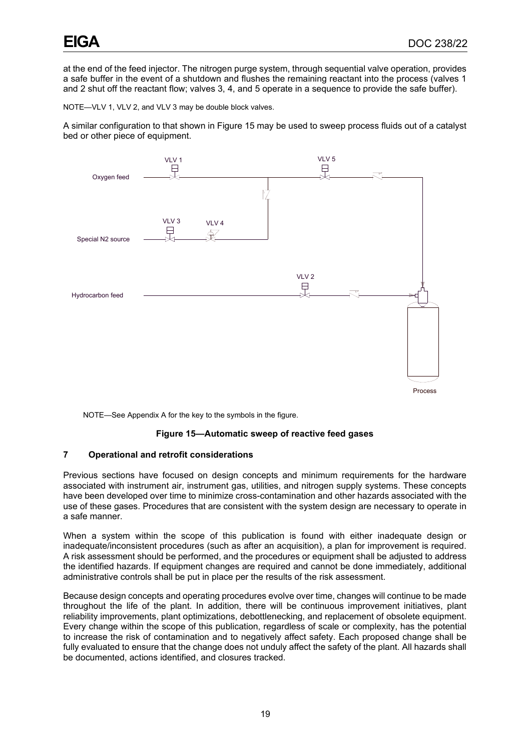at the end of the feed injector. The nitrogen purge system, through sequential valve operation, provides a safe buffer in the event of a shutdown and flushes the remaining reactant into the process (valves 1 and 2 shut off the reactant flow; valves 3, 4, and 5 operate in a sequence to provide the safe buffer).

NOTE—VLV 1, VLV 2, and VLV 3 may be double block valves.

A similar configuration to that shown in Figure 15 may be used to sweep process fluids out of a catalyst bed or other piece of equipment.

NOTE—See Appendix A for the key to the symbols in the figure.

**Figure 15—Automatic sweep of reactive feed gases**

## 7 Operational and retrofit considerations

Previous sections have focused on design concepts and minimum requirements for the hardware associated with instrument air, instrument gas, utilities, and nitrogen supply systems. These concepts have been developed over time to minimize cross-contamination and other hazards associated with the use of these gases. Procedures that are consistent with the system design are necessary to operate in a safe manner.

When a system within the scope of this publication is found with either inadequate design or inadequate/inconsistent procedures (such as after an acquisition), a plan for improvement is required. A risk assessment should be performed, and the procedures or equipment shall be adjusted to address the identified hazards. If equipment changes are required and cannot be done immediately, additional administrative controls shall be put in place per the results of the risk assessment.

Because design concepts and operating procedures evolve over time, changes will continue to be made throughout the life of the plant. In addition, there will be continuous improvement initiatives, plant reliability improvements, plant optimizations, debottlenecking, and replacement of obsolete equipment. Every change within the scope of this publication, regardless of scale or complexity, has the potential to increase the risk of contamination and to negatively affect safety. Each proposed change shall be fully evaluated to ensure that the change does not unduly affect the safety of the plant. All hazards shall be documented, actions identified, and closures tracked.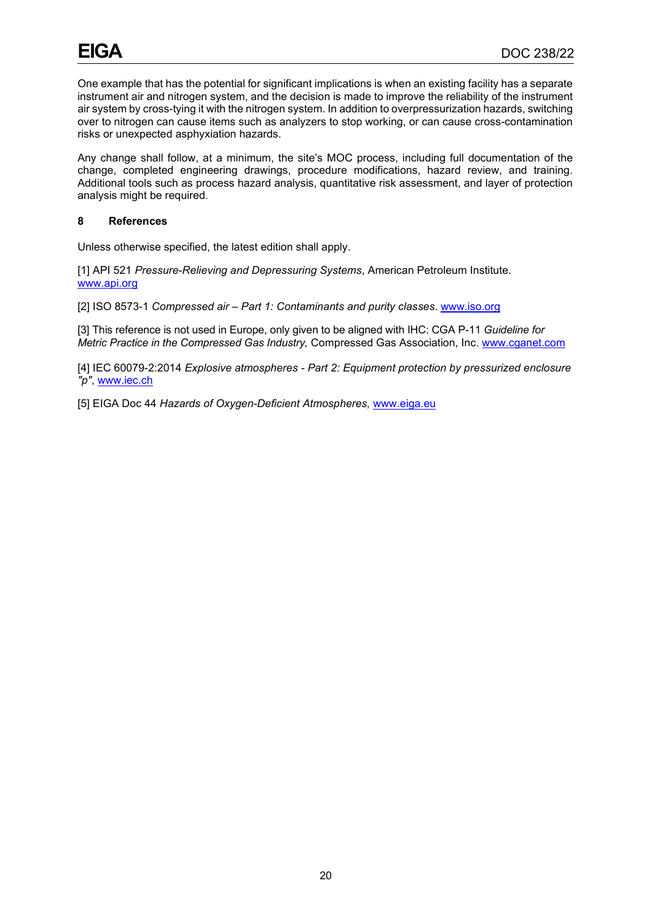One example that has the potential for significant implications is when an existing facility has a separate instrument air and nitrogen system, and the decision is made to improve the reliability of the instrument air system by cross-tying it with the nitrogen system. In addition to overpressurization hazards, switching over to nitrogen can cause items such as analyzers to stop working, or can cause cross-contamination risks or unexpected asphyxiation hazards.

Any change shall follow, at a minimum, the site's MOC process, including full documentation of the change, completed engineering drawings, procedure modifications, hazard review, and training. Additional tools such as process hazard analysis, quantitative risk assessment, and layer of protection analysis might be required.

## 8 References

Unless otherwise specified, the latest edition shall apply.

[1] API 521 *Pressure-Relieving and Depressuring Systems*, American Petroleum Institute. www.api.org

[2] ISO 8573-1 *Compressed air – Part 1: Contaminants and purity classes*. www.iso.org

[3] This reference is not used in Europe, only given to be aligned with IHC: CGA P-11 *Guideline for Metric Practice in the Compressed Gas Industry,* Compressed Gas Association, Inc. www.cganet.com

[4] IEC 60079-2:2014 *Explosive atmospheres - Part 2: Equipment protection by pressurized enclosure "p"*, www.iec.ch

[5] EIGA Doc 44 *Hazards of Oxygen-Deficient Atmospheres,* www.eiga.eu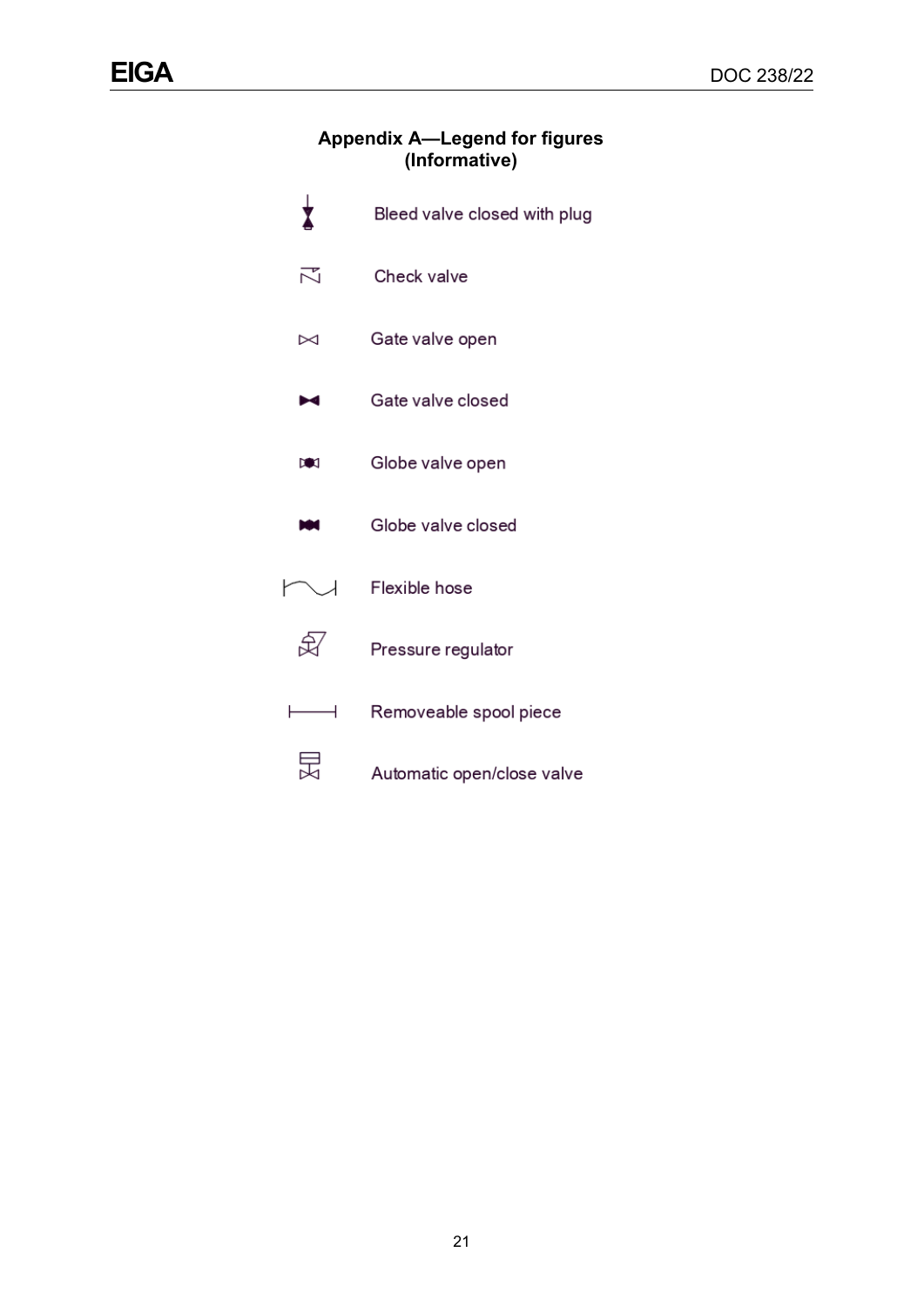## Appendix A—Legend for figures
**(Informative)**

| | |
|---|---|
| | Bleed valve closed with plug |
| | Check valve |
| | Gate valve open |
| | Gate valve closed |
| | Globe valve open |
| | Globe valve closed |
| | Flexible hose |
| | Pressure regulator |
| | Removeable spool piece |
| | Automatic open/close valve |